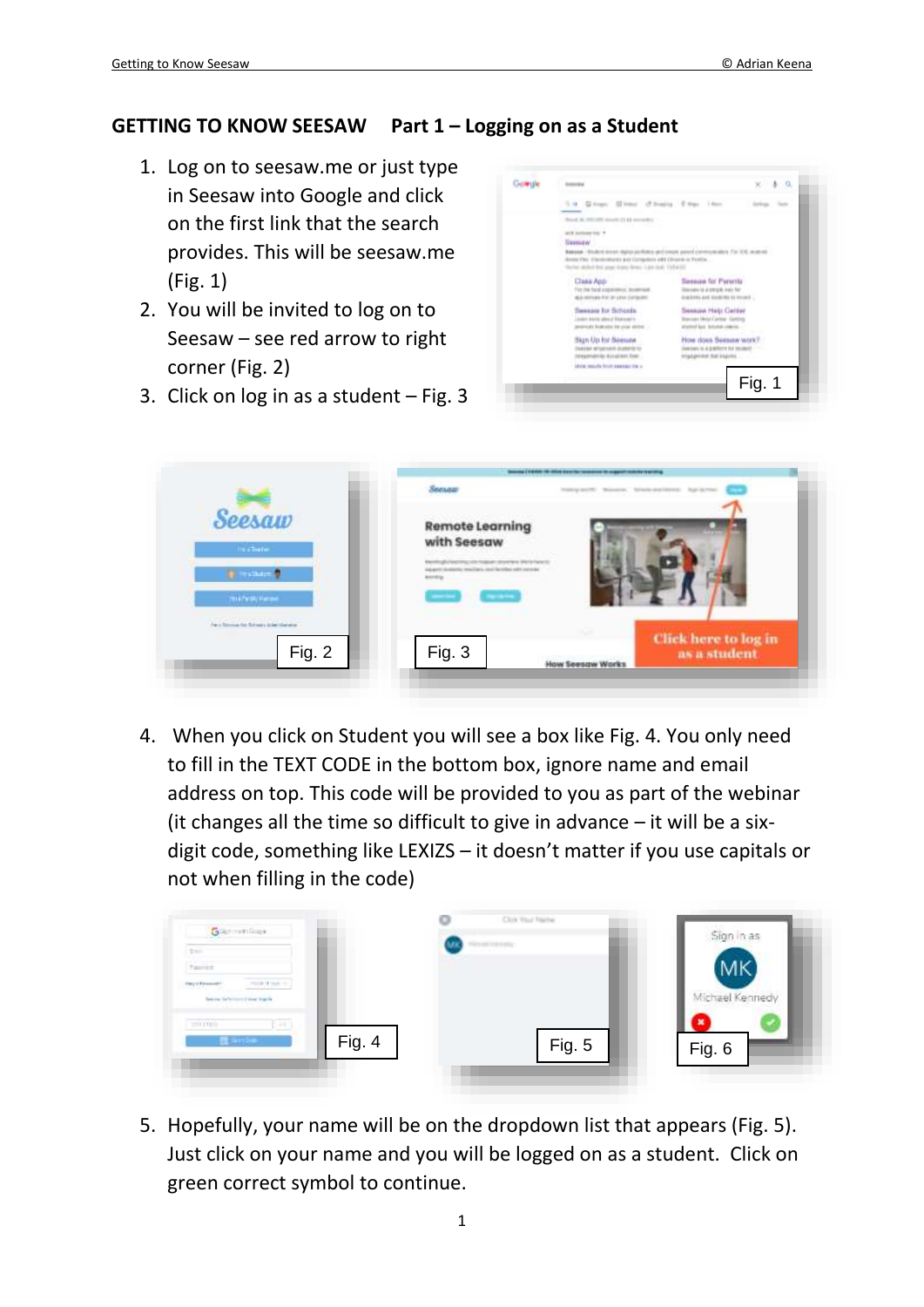## GETTING TO KNOW SEESAW   Part 1 – Logging on as a Student

1. Log on to seesaw.me or just type in Seesaw into Google and click on the first link that the search provides. This will be seesaw.me (Fig. 1)
2. You will be invited to log on to Seesaw – see red arrow to right corner (Fig. 2)
3. Click on log in as a student – Fig. 3

Fig. 1

Fig. 2

Fig. 3

4. When you click on Student you will see a box like Fig. 4. You only need to fill in the TEXT CODE in the bottom box, ignore name and email address on top. This code will be provided to you as part of the webinar (it changes all the time so difficult to give in advance – it will be a six-digit code, something like LEXIZS – it doesn't matter if you use capitals or not when filling in the code)

Fig. 4

Fig. 5

Fig. 6

5. Hopefully, your name will be on the dropdown list that appears (Fig. 5). Just click on your name and you will be logged on as a student. Click on green correct symbol to continue.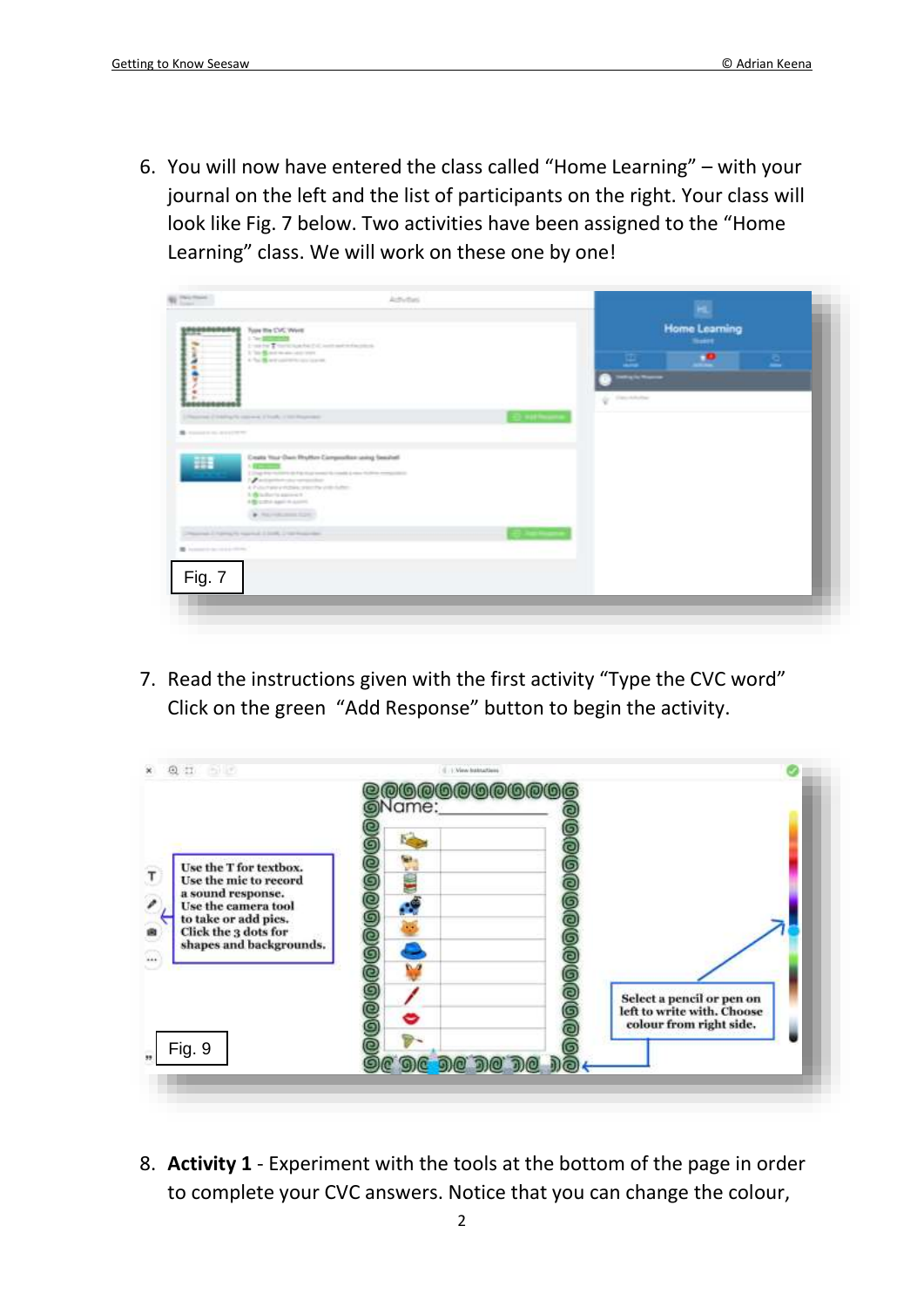6. You will now have entered the class called "Home Learning" – with your journal on the left and the list of participants on the right. Your class will look like Fig. 7 below. Two activities have been assigned to the "Home Learning" class. We will work on these one by one!

Fig. 7

7. Read the instructions given with the first activity "Type the CVC word" Click on the green "Add Response" button to begin the activity.

Use the T for textbox. Use the mic to record a sound response. Use the camera tool to take or add pics. Click the 3 dots for shapes and backgrounds.

Select a pencil or pen on left to write with. Choose colour from right side.

Fig. 9

8. **Activity 1** - Experiment with the tools at the bottom of the page in order to complete your CVC answers. Notice that you can change the colour,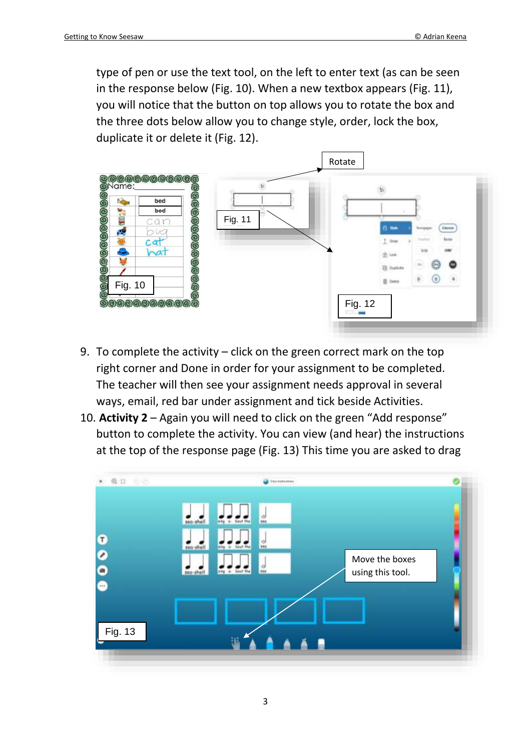type of pen or use the text tool, on the left to enter text (as can be seen in the response below (Fig. 10). When a new textbox appears (Fig. 11), you will notice that the button on top allows you to rotate the box and the three dots below allow you to change style, order, lock the box, duplicate it or delete it (Fig. 12).

Rotate

Fig. 10

Fig. 11

Fig. 12

9. To complete the activity – click on the green correct mark on the top right corner and Done in order for your assignment to be completed. The teacher will then see your assignment needs approval in several ways, email, red bar under assignment and tick beside Activities.
10. **Activity 2** – Again you will need to click on the green “Add response” button to complete the activity. You can view (and hear) the instructions at the top of the response page (Fig. 13) This time you are asked to drag

Move the boxes using this tool.

Fig. 13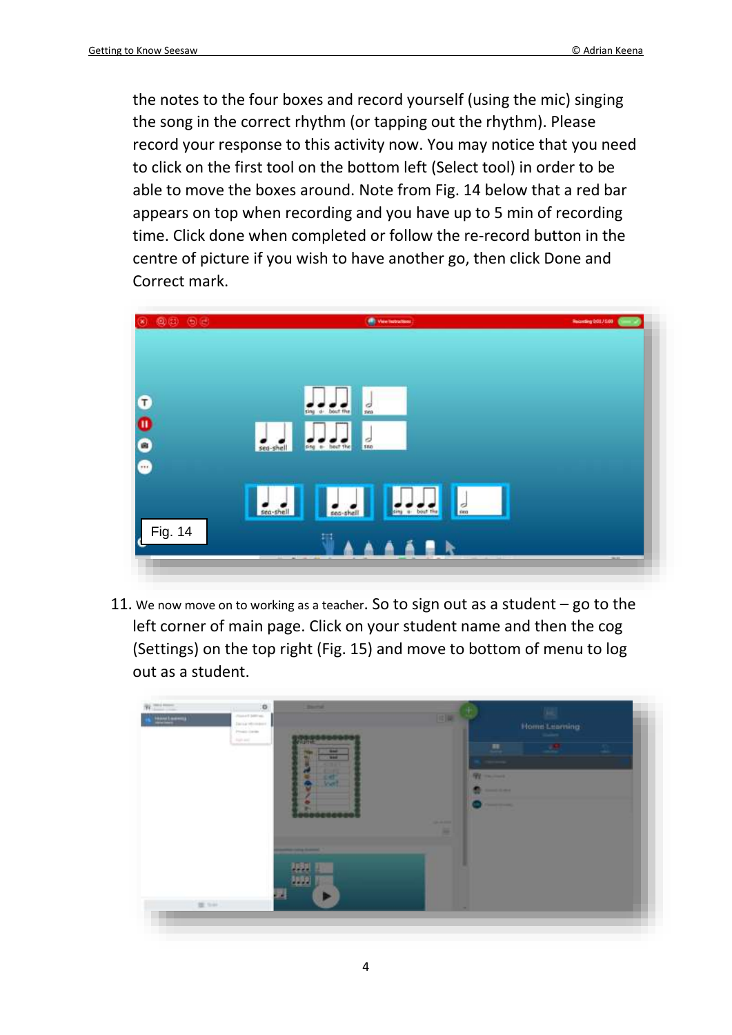the notes to the four boxes and record yourself (using the mic) singing the song in the correct rhythm (or tapping out the rhythm). Please record your response to this activity now. You may notice that you need to click on the first tool on the bottom left (Select tool) in order to be able to move the boxes around. Note from Fig. 14 below that a red bar appears on top when recording and you have up to 5 min of recording time. Click done when completed or follow the re-record button in the centre of picture if you wish to have another go, then click Done and Correct mark.

Fig. 14

11. We now move on to working as a teacher. So to sign out as a student – go to the left corner of main page. Click on your student name and then the cog (Settings) on the top right (Fig. 15) and move to bottom of menu to log out as a student.